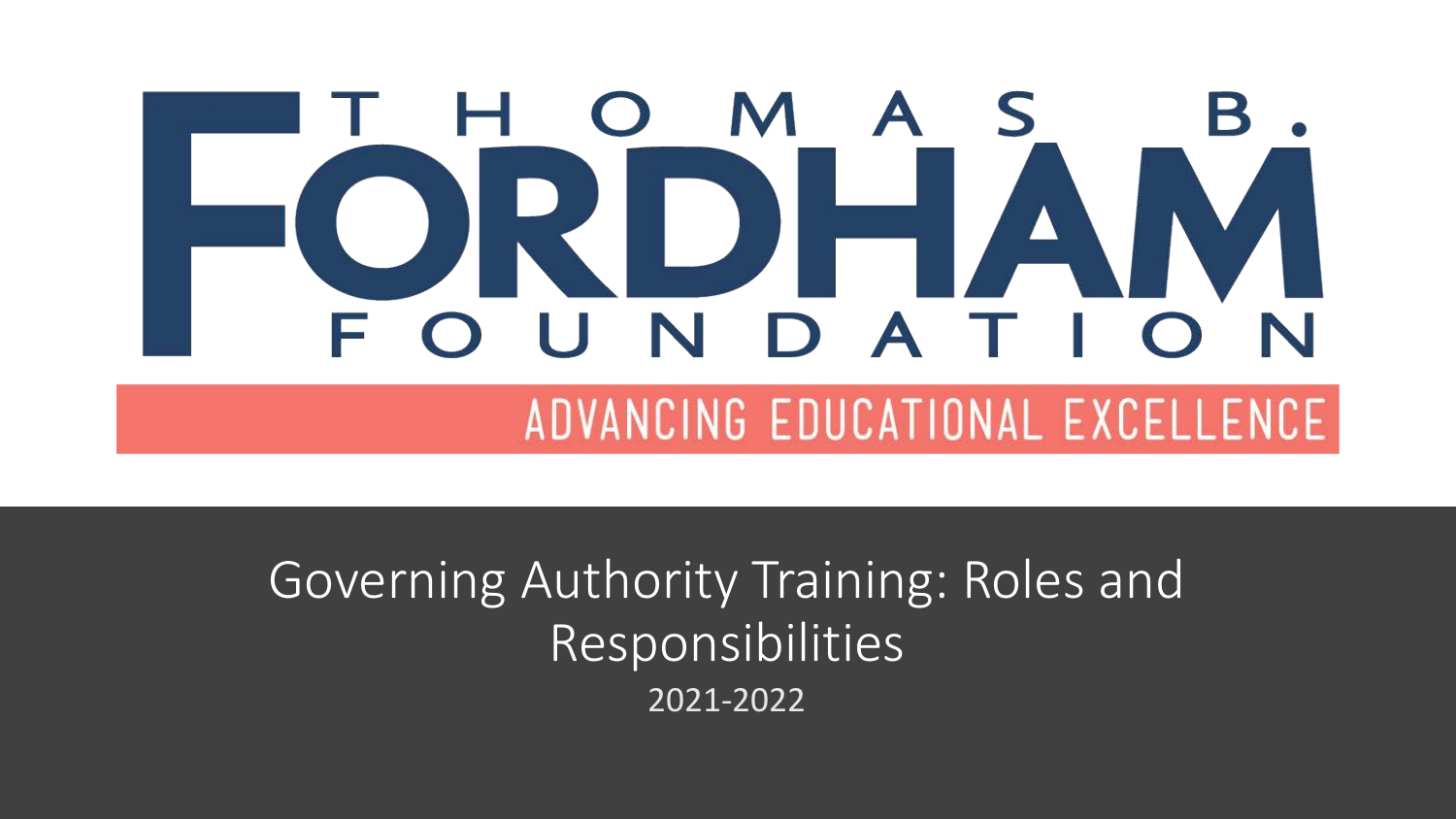# THOMAS B. FORDHAM FOUNDATION

ADVANCING EDUCATIONAL EXCELLENCE

## Governing Authority Training: Roles and Responsibilities

2021-2022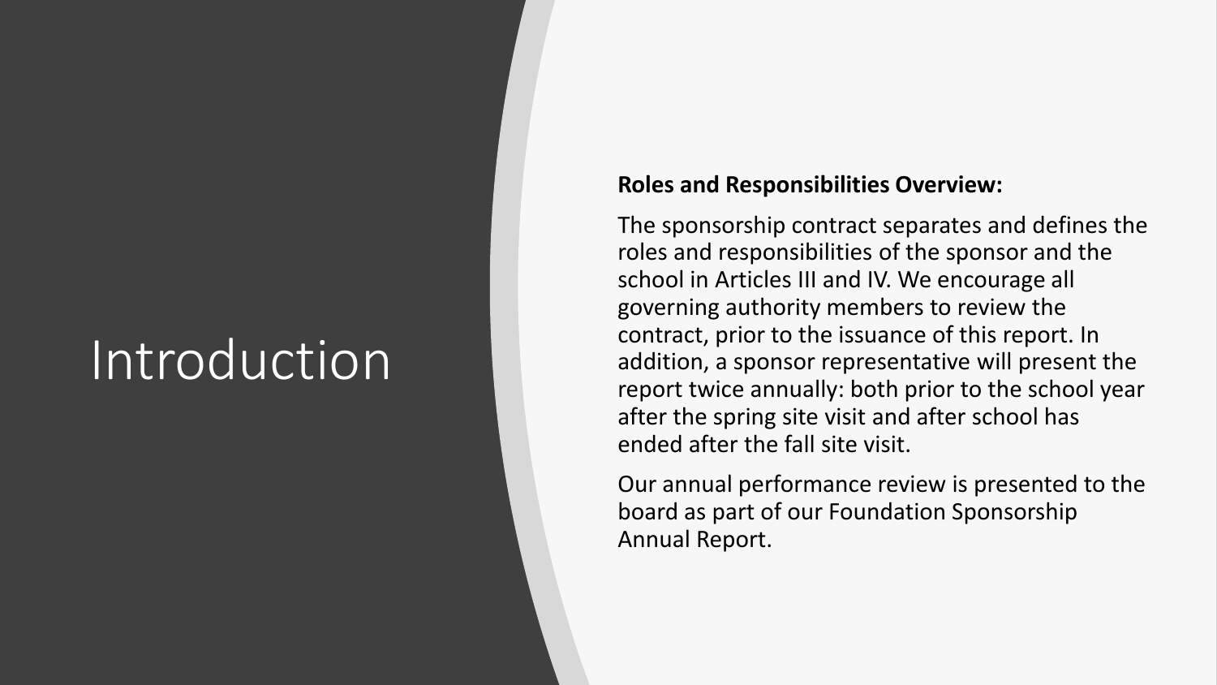# Introduction

**Roles and Responsibilities Overview:**

The sponsorship contract separates and defines the roles and responsibilities of the sponsor and the school in Articles III and IV. We encourage all governing authority members to review the contract, prior to the issuance of this report. In addition, a sponsor representative will present the report twice annually: both prior to the school year after the spring site visit and after school has ended after the fall site visit.

Our annual performance review is presented to the board as part of our Foundation Sponsorship Annual Report.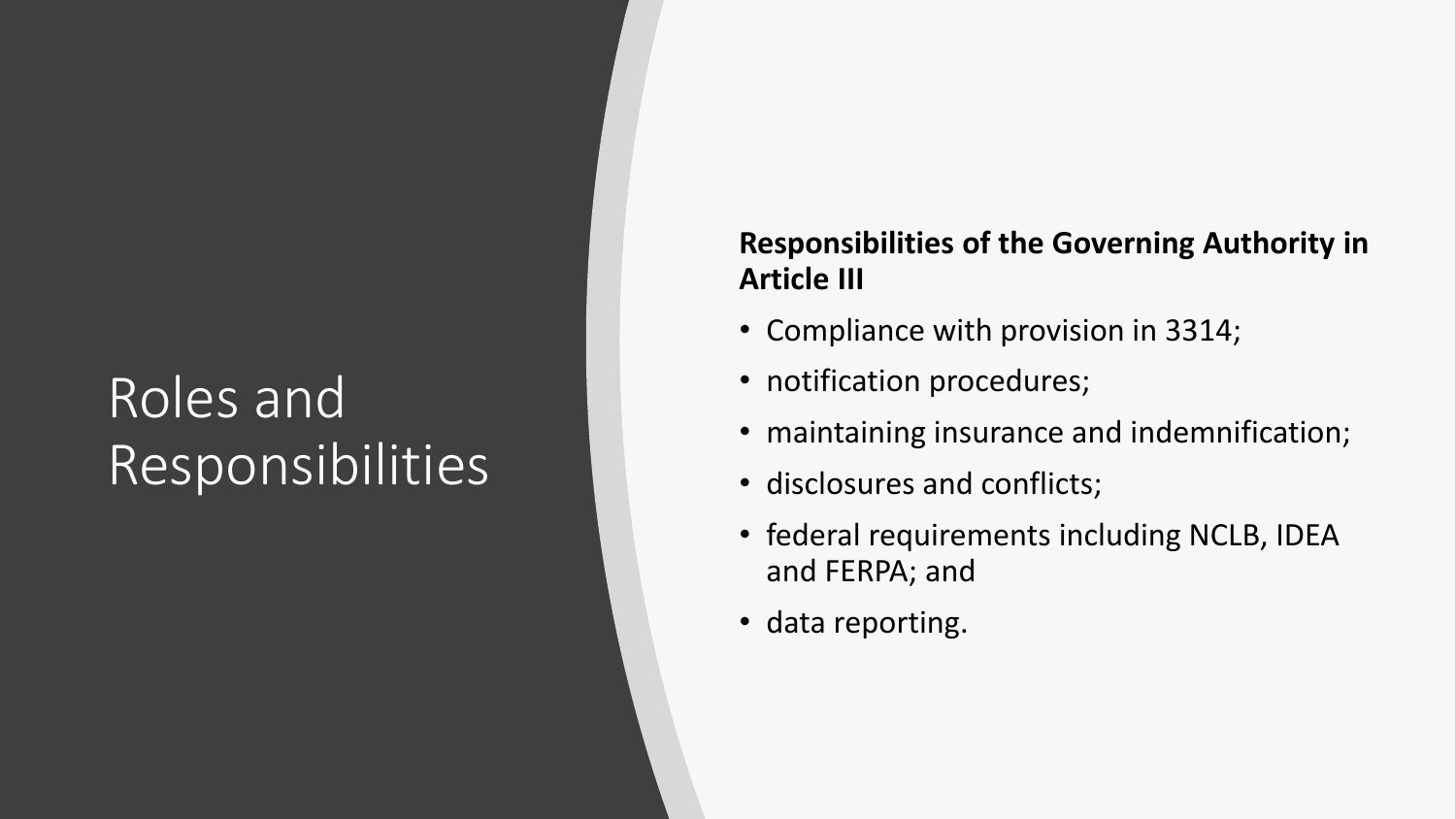# Roles and Responsibilities

**Responsibilities of the Governing Authority in Article III**

- Compliance with provision in 3314;
- notification procedures;
- maintaining insurance and indemnification;
- disclosures and conflicts;
- federal requirements including NCLB, IDEA and FERPA; and
- data reporting.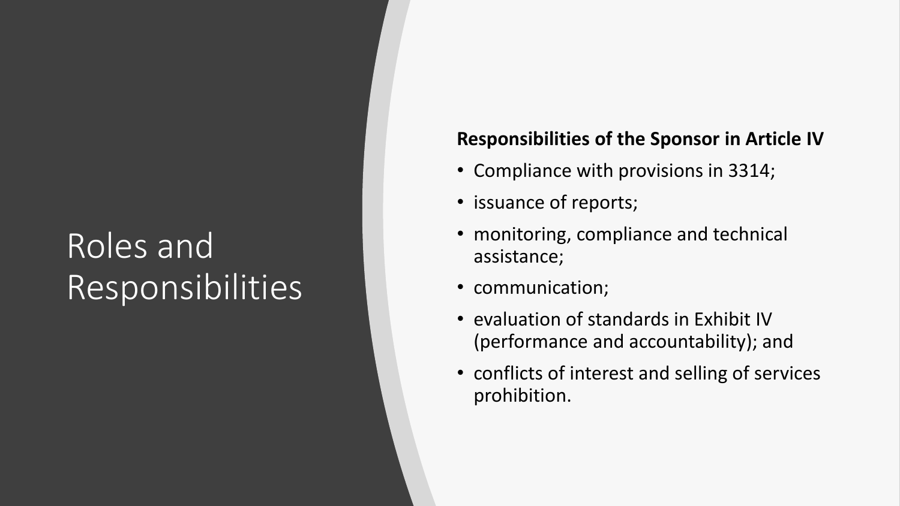# Roles and Responsibilities

**Responsibilities of the Sponsor in Article IV**

- Compliance with provisions in 3314;
- issuance of reports;
- monitoring, compliance and technical assistance;
- communication;
- evaluation of standards in Exhibit IV (performance and accountability); and
- conflicts of interest and selling of services prohibition.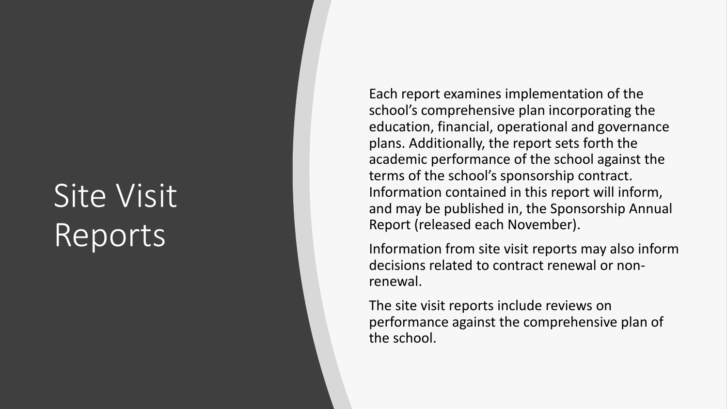# Site Visit Reports

Each report examines implementation of the school's comprehensive plan incorporating the education, financial, operational and governance plans. Additionally, the report sets forth the academic performance of the school against the terms of the school's sponsorship contract. Information contained in this report will inform, and may be published in, the Sponsorship Annual Report (released each November).

Information from site visit reports may also inform decisions related to contract renewal or non-renewal.

The site visit reports include reviews on performance against the comprehensive plan of the school.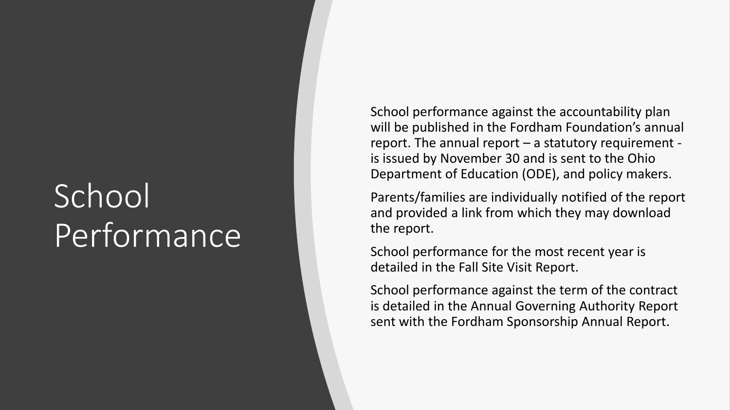# School Performance

School performance against the accountability plan will be published in the Fordham Foundation's annual report. The annual report – a statutory requirement - is issued by November 30 and is sent to the Ohio Department of Education (ODE), and policy makers.

Parents/families are individually notified of the report and provided a link from which they may download the report.

School performance for the most recent year is detailed in the Fall Site Visit Report.

School performance against the term of the contract is detailed in the Annual Governing Authority Report sent with the Fordham Sponsorship Annual Report.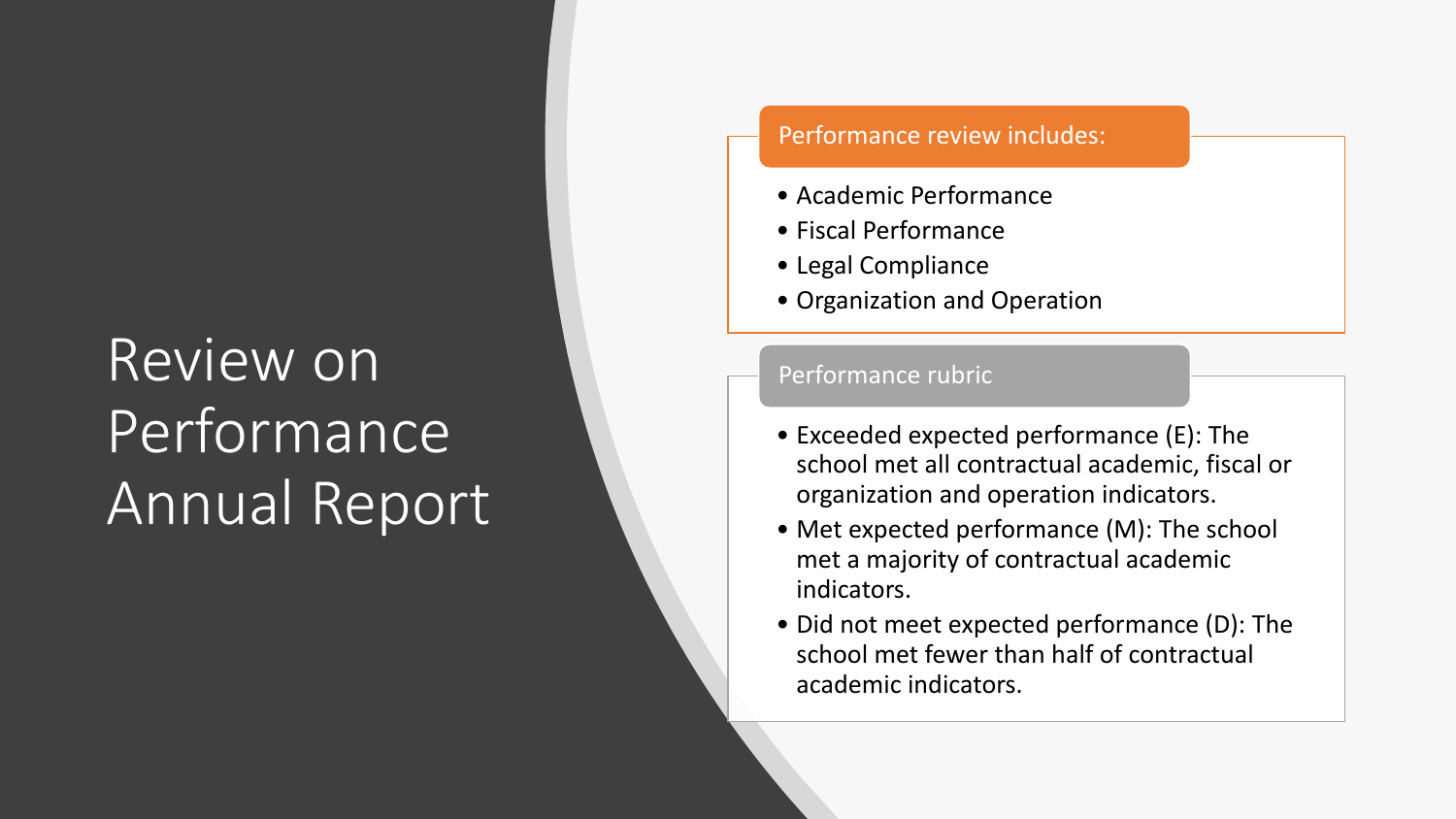# Review on Performance Annual Report

## Performance review includes:

- Academic Performance
- Fiscal Performance
- Legal Compliance
- Organization and Operation

## Performance rubric

- Exceeded expected performance (E): The school met all contractual academic, fiscal or organization and operation indicators.
- Met expected performance (M): The school met a majority of contractual academic indicators.
- Did not meet expected performance (D): The school met fewer than half of contractual academic indicators.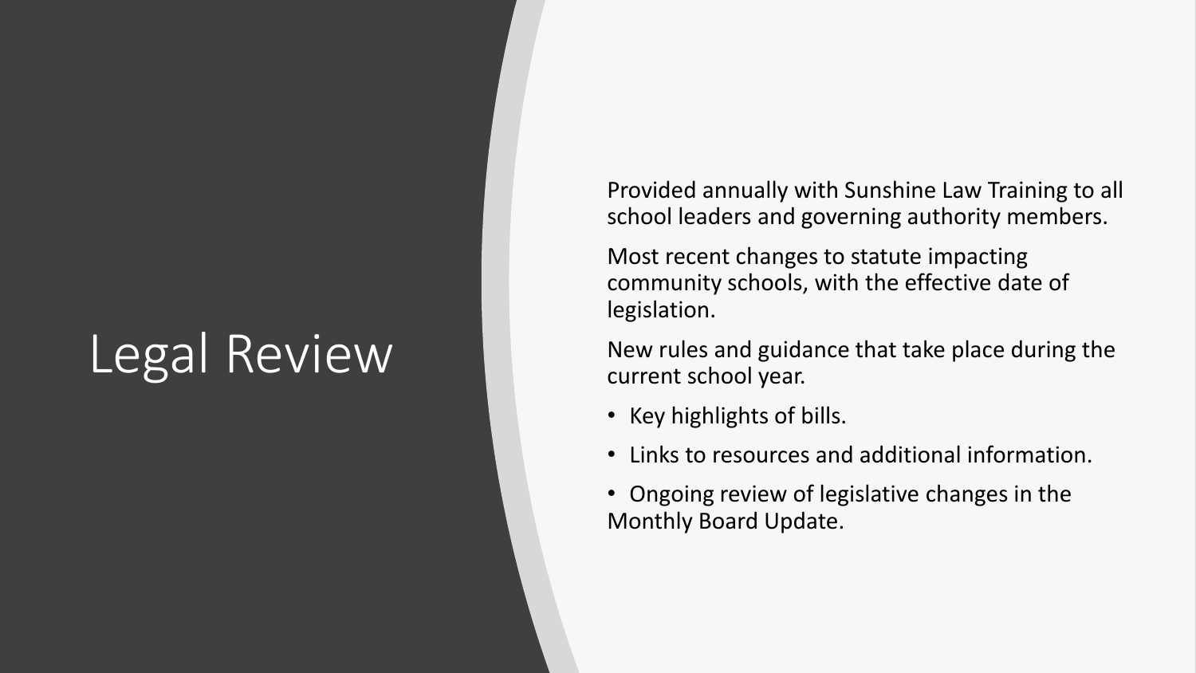# Legal Review

Provided annually with Sunshine Law Training to all school leaders and governing authority members.

Most recent changes to statute impacting community schools, with the effective date of legislation.

New rules and guidance that take place during the current school year.

- Key highlights of bills.
- Links to resources and additional information.
- Ongoing review of legislative changes in the Monthly Board Update.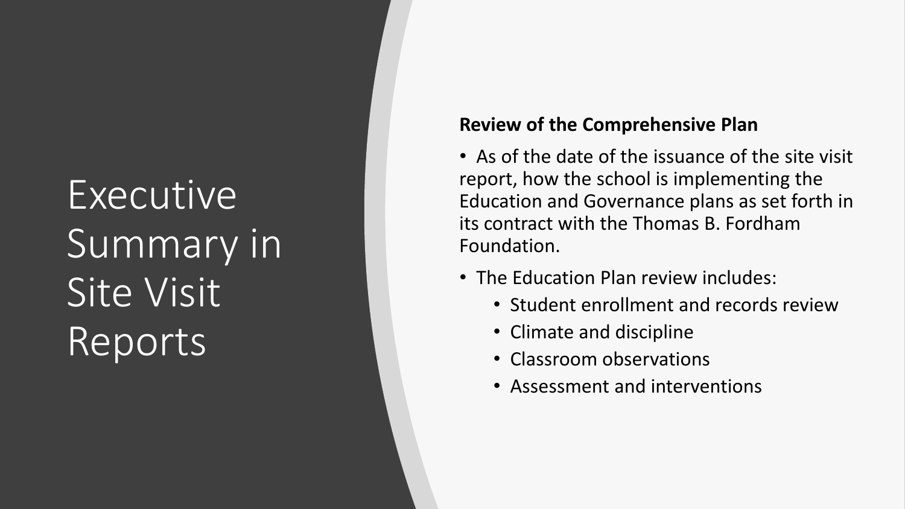# Executive Summary in Site Visit Reports

**Review of the Comprehensive Plan**

- As of the date of the issuance of the site visit report, how the school is implementing the Education and Governance plans as set forth in its contract with the Thomas B. Fordham Foundation.
- The Education Plan review includes:
  - Student enrollment and records review
  - Climate and discipline
  - Classroom observations
  - Assessment and interventions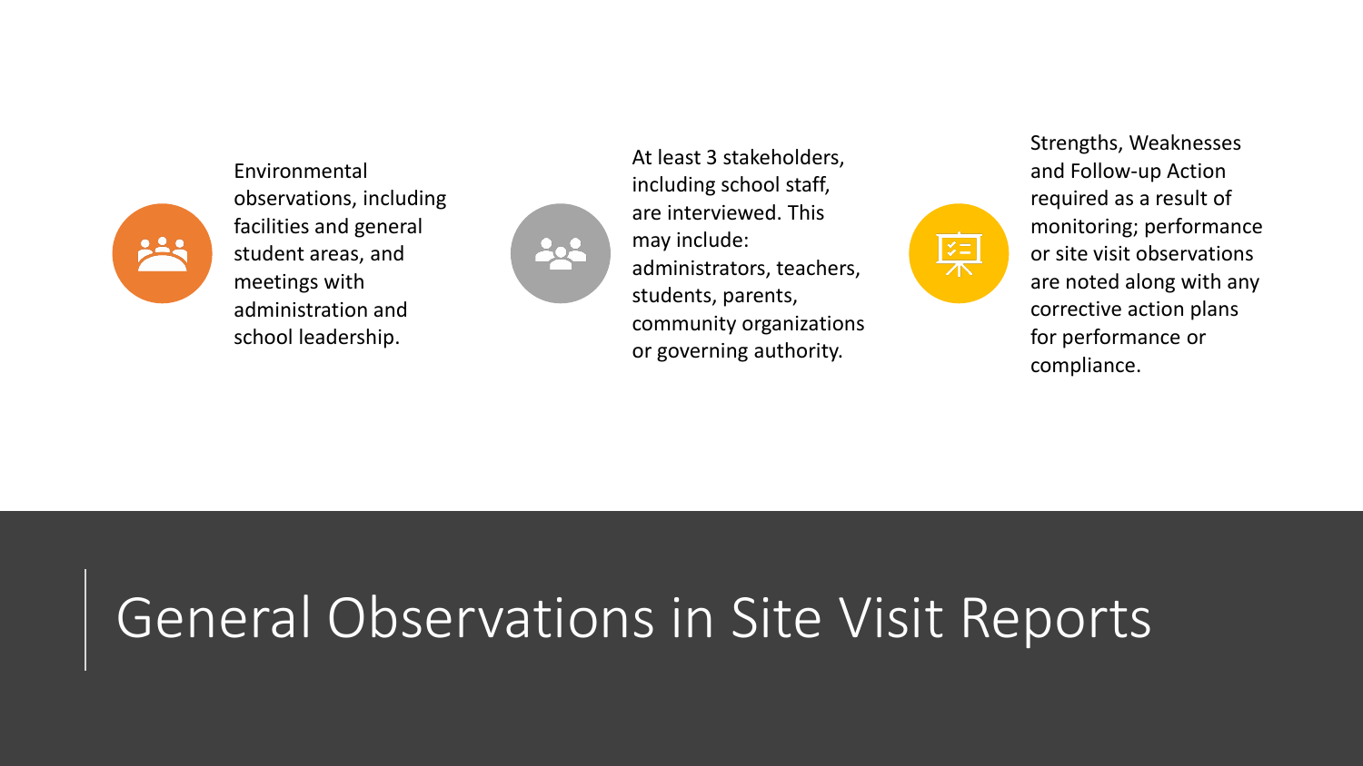# General Observations in Site Visit Reports

- Environmental observations, including facilities and general student areas, and meetings with administration and school leadership.
- At least 3 stakeholders, including school staff, are interviewed. This may include: administrators, teachers, students, parents, community organizations or governing authority.
- Strengths, Weaknesses and Follow-up Action required as a result of monitoring; performance or site visit observations are noted along with any corrective action plans for performance or compliance.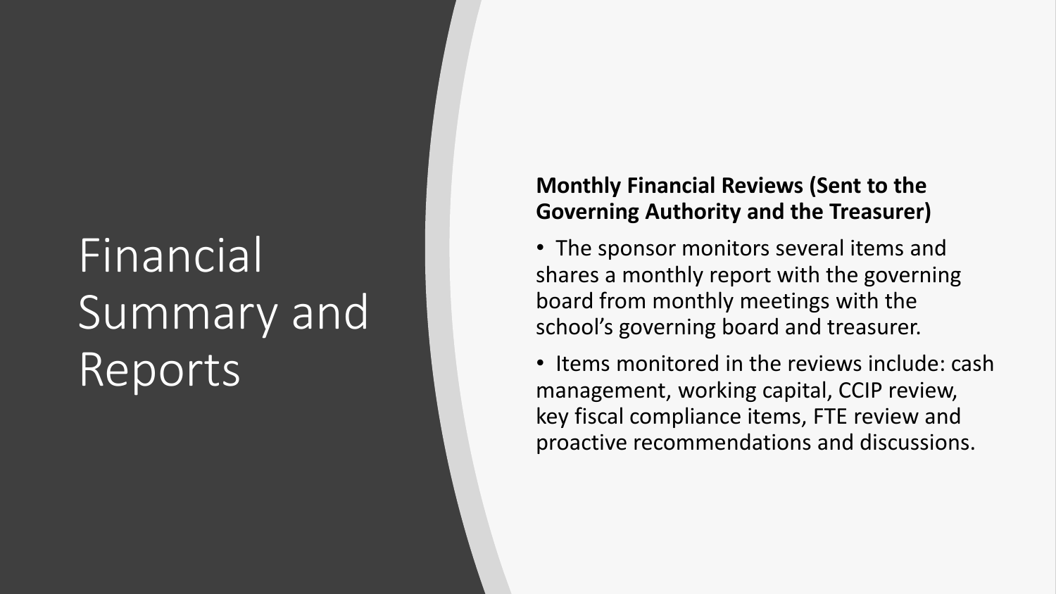# Financial Summary and Reports

**Monthly Financial Reviews (Sent to the Governing Authority and the Treasurer)**

- The sponsor monitors several items and shares a monthly report with the governing board from monthly meetings with the school's governing board and treasurer.
- Items monitored in the reviews include: cash management, working capital, CCIP review, key fiscal compliance items, FTE review and proactive recommendations and discussions.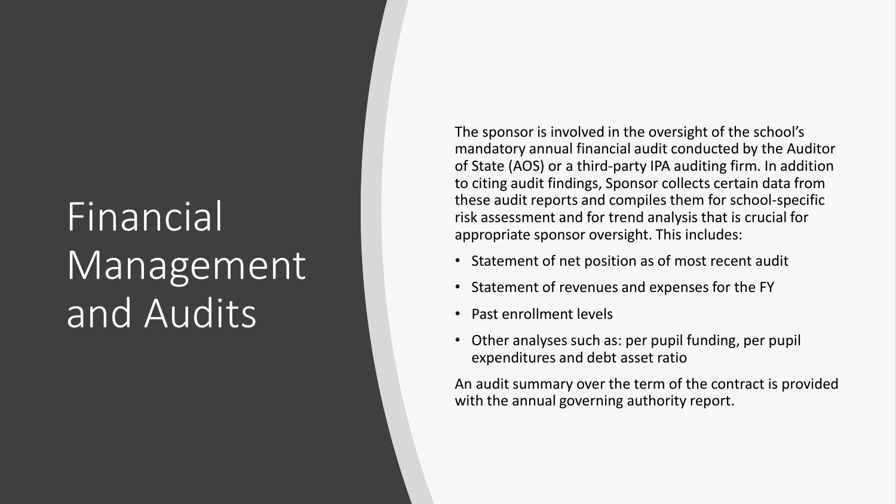# Financial Management and Audits

The sponsor is involved in the oversight of the school's mandatory annual financial audit conducted by the Auditor of State (AOS) or a third-party IPA auditing firm. In addition to citing audit findings, Sponsor collects certain data from these audit reports and compiles them for school-specific risk assessment and for trend analysis that is crucial for appropriate sponsor oversight. This includes:

- Statement of net position as of most recent audit
- Statement of revenues and expenses for the FY
- Past enrollment levels
- Other analyses such as: per pupil funding, per pupil expenditures and debt asset ratio

An audit summary over the term of the contract is provided with the annual governing authority report.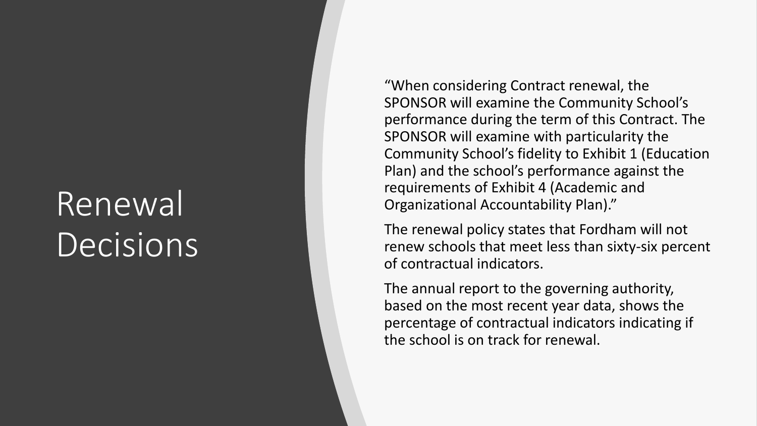# Renewal Decisions

"When considering Contract renewal, the SPONSOR will examine the Community School's performance during the term of this Contract. The SPONSOR will examine with particularity the Community School's fidelity to Exhibit 1 (Education Plan) and the school's performance against the requirements of Exhibit 4 (Academic and Organizational Accountability Plan)."

The renewal policy states that Fordham will not renew schools that meet less than sixty-six percent of contractual indicators.

The annual report to the governing authority, based on the most recent year data, shows the percentage of contractual indicators indicating if the school is on track for renewal.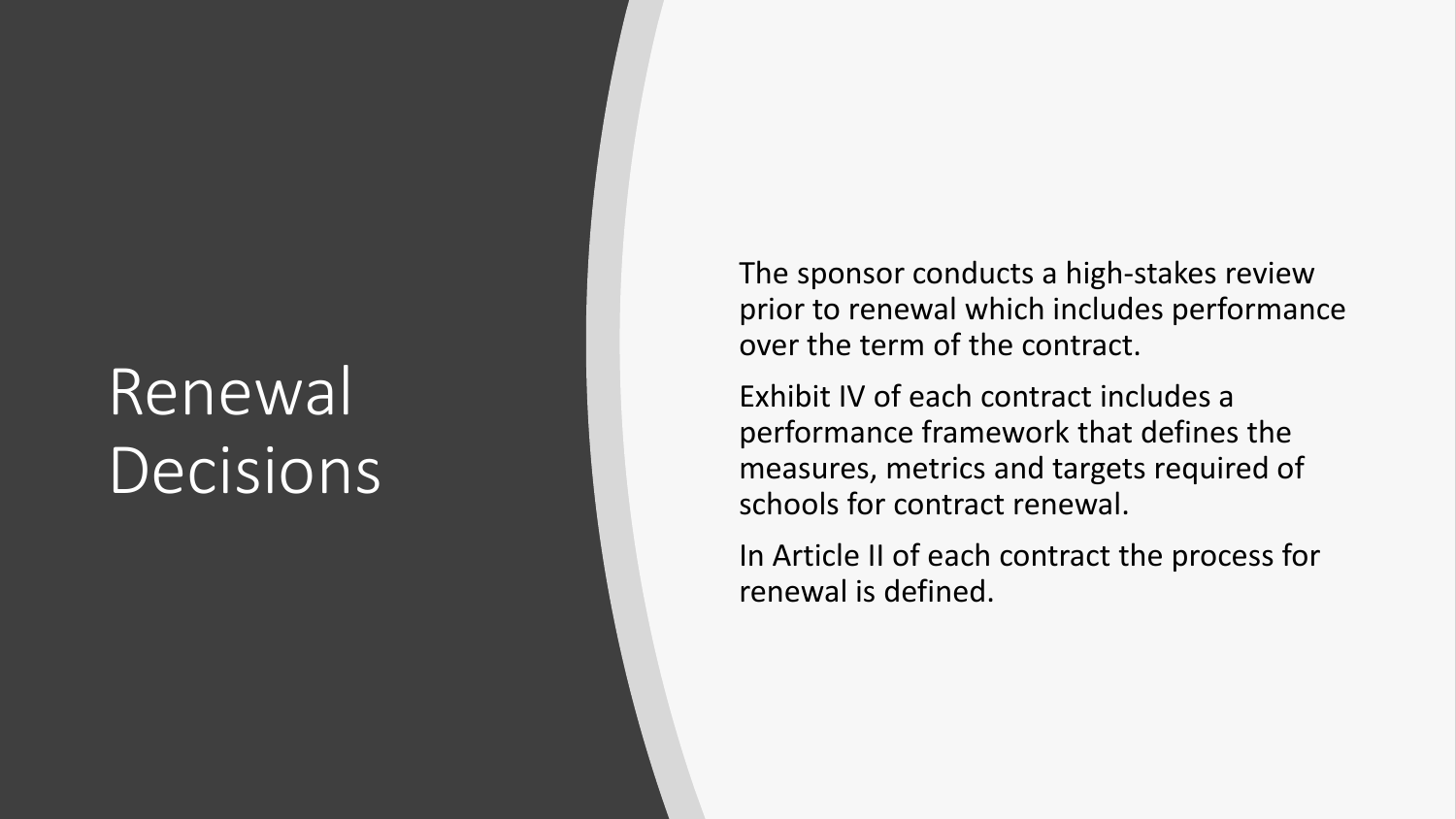# Renewal Decisions

The sponsor conducts a high-stakes review prior to renewal which includes performance over the term of the contract.

Exhibit IV of each contract includes a performance framework that defines the measures, metrics and targets required of schools for contract renewal.

In Article II of each contract the process for renewal is defined.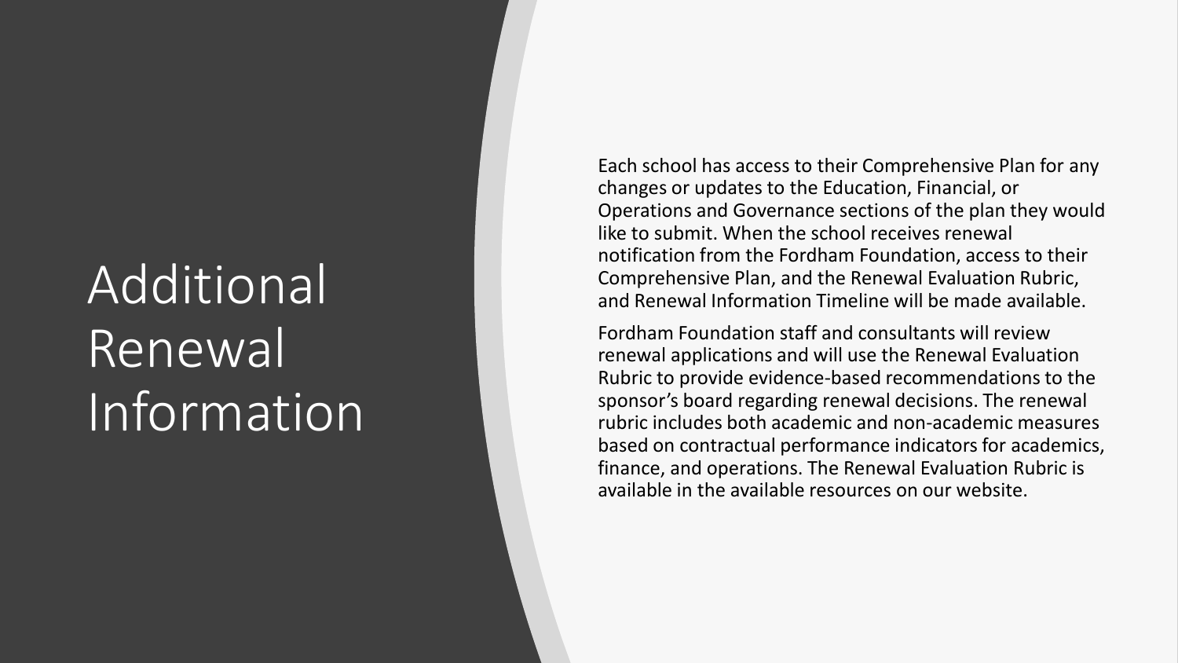# Additional Renewal Information

Each school has access to their Comprehensive Plan for any changes or updates to the Education, Financial, or Operations and Governance sections of the plan they would like to submit. When the school receives renewal notification from the Fordham Foundation, access to their Comprehensive Plan, and the Renewal Evaluation Rubric, and Renewal Information Timeline will be made available.

Fordham Foundation staff and consultants will review renewal applications and will use the Renewal Evaluation Rubric to provide evidence-based recommendations to the sponsor's board regarding renewal decisions. The renewal rubric includes both academic and non-academic measures based on contractual performance indicators for academics, finance, and operations. The Renewal Evaluation Rubric is available in the available resources on our website.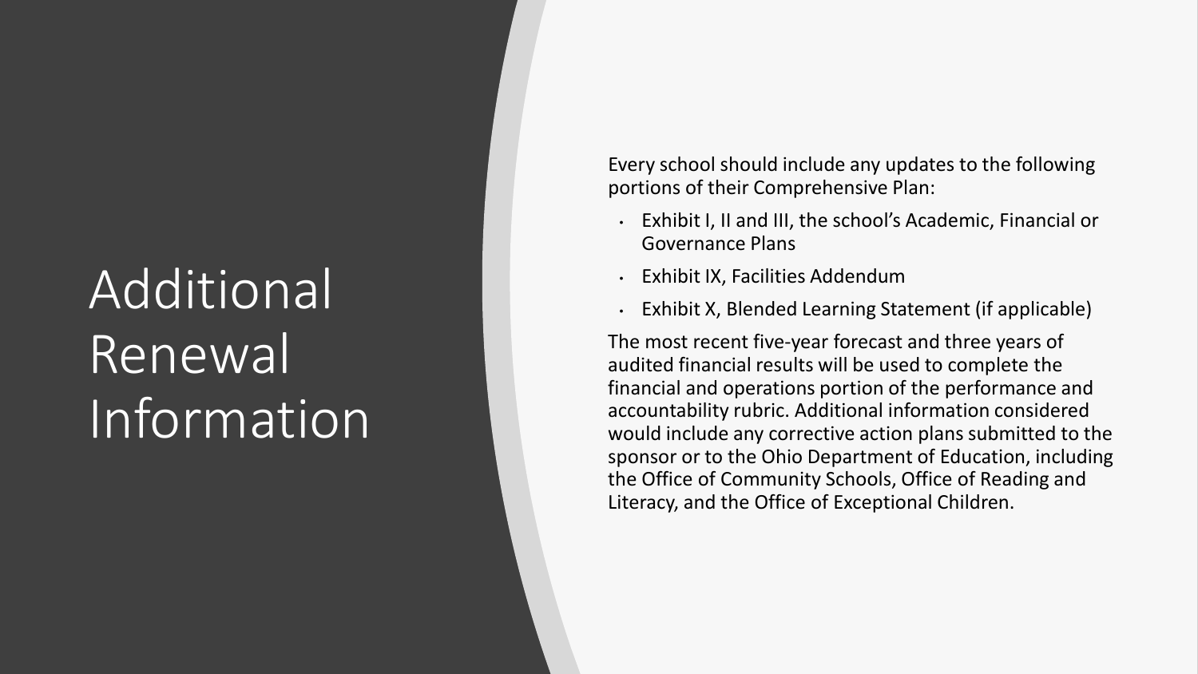# Additional Renewal Information

Every school should include any updates to the following portions of their Comprehensive Plan:

- Exhibit I, II and III, the school's Academic, Financial or Governance Plans
- Exhibit IX, Facilities Addendum
- Exhibit X, Blended Learning Statement (if applicable)

The most recent five-year forecast and three years of audited financial results will be used to complete the financial and operations portion of the performance and accountability rubric. Additional information considered would include any corrective action plans submitted to the sponsor or to the Ohio Department of Education, including the Office of Community Schools, Office of Reading and Literacy, and the Office of Exceptional Children.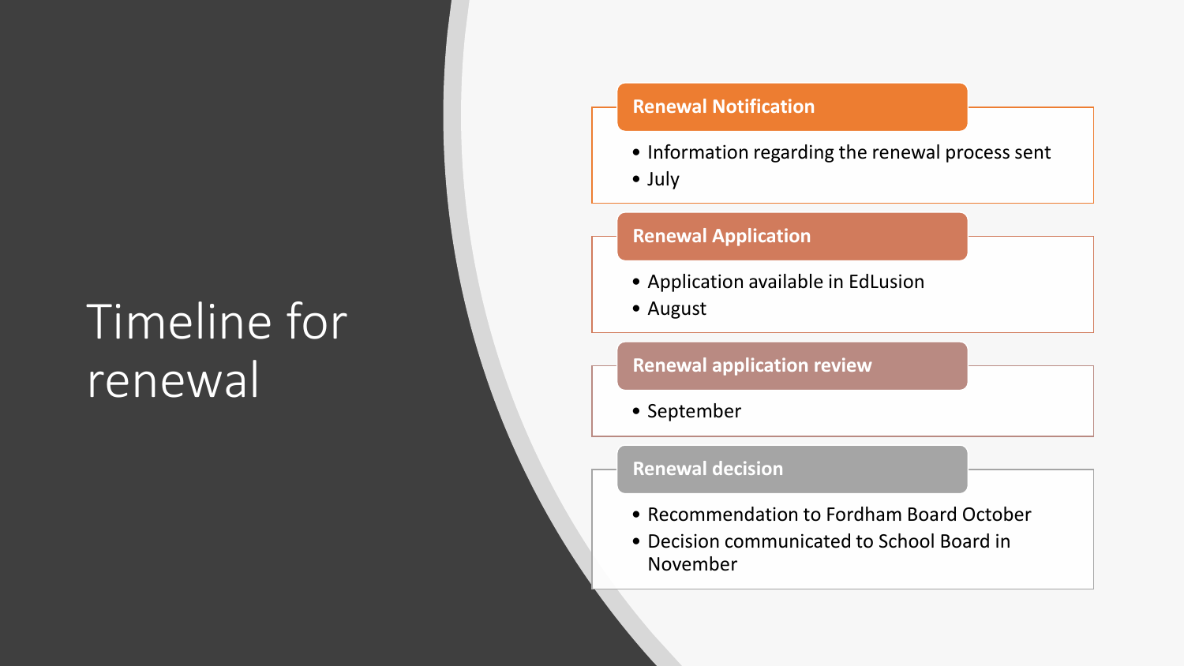# Timeline for renewal

### Renewal Notification

- Information regarding the renewal process sent
- July

### Renewal Application

- Application available in EdLusion
- August

### Renewal application review

- September

### Renewal decision

- Recommendation to Fordham Board October
- Decision communicated to School Board in November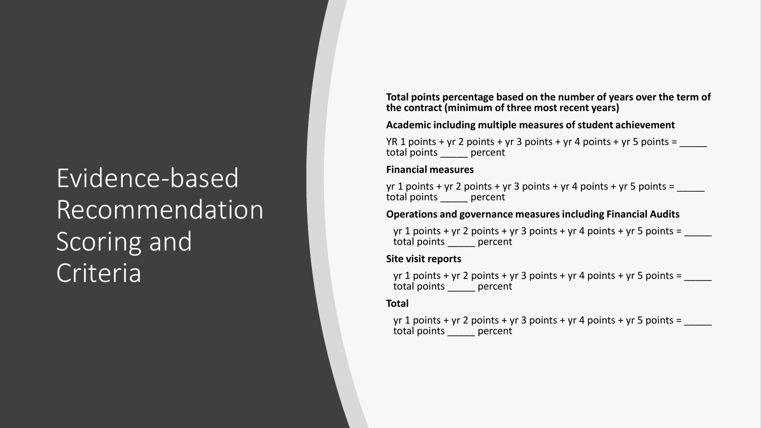# Evidence-based Recommendation Scoring and Criteria

**Total points percentage based on the number of years over the term of the contract (minimum of three most recent years)**

**Academic including multiple measures of student achievement**

YR 1 points + yr 2 points + yr 3 points + yr 4 points + yr 5 points = _____ total points _____ percent

**Financial measures**

yr 1 points + yr 2 points + yr 3 points + yr 4 points + yr 5 points = _____ total points _____ percent

**Operations and governance measures including Financial Audits**

yr 1 points + yr 2 points + yr 3 points + yr 4 points + yr 5 points = _____ total points _____ percent

**Site visit reports**

yr 1 points + yr 2 points + yr 3 points + yr 4 points + yr 5 points = _____ total points _____ percent

**Total**

yr 1 points + yr 2 points + yr 3 points + yr 4 points + yr 5 points = _____ total points _____ percent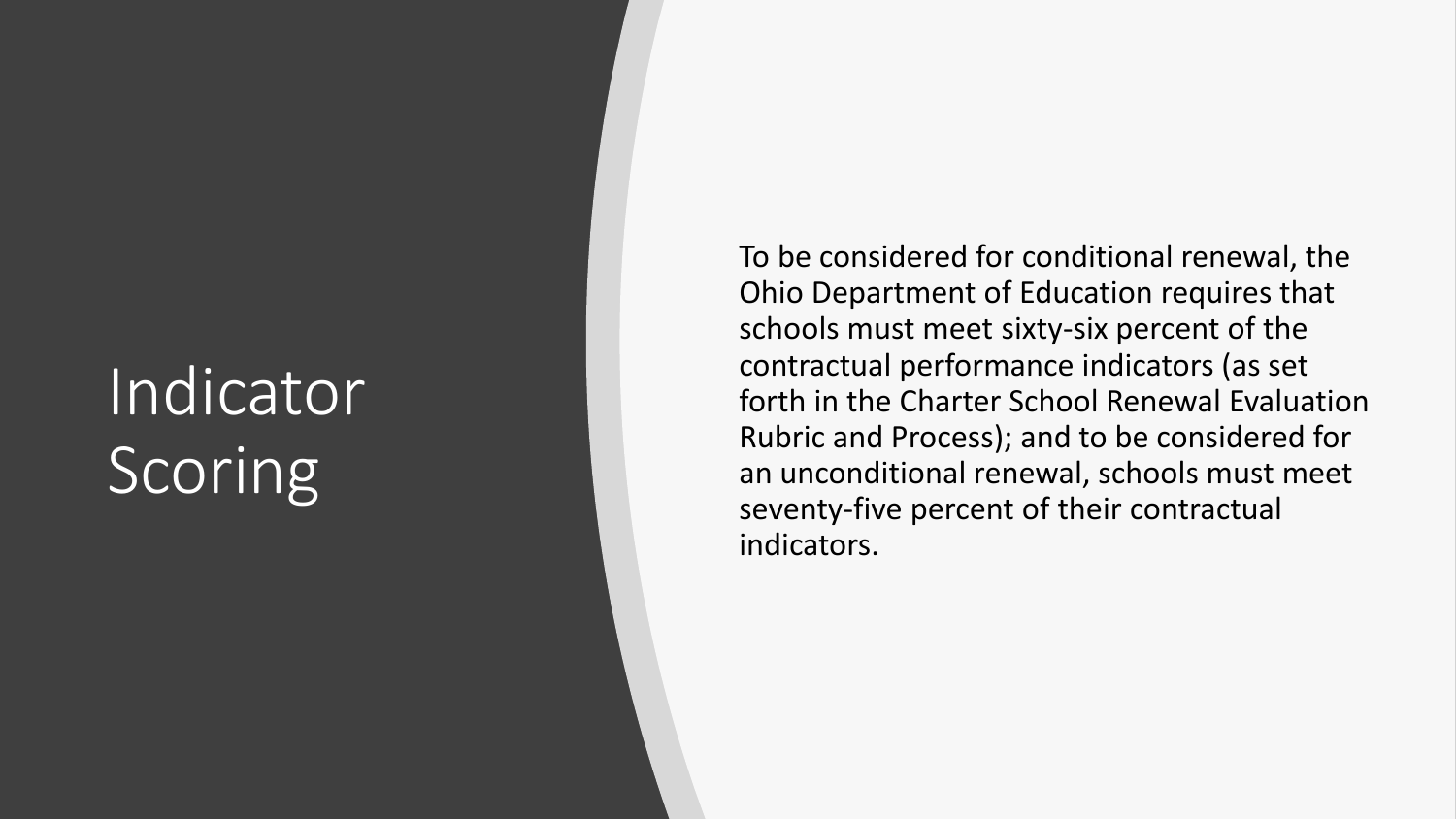# Indicator Scoring

To be considered for conditional renewal, the Ohio Department of Education requires that schools must meet sixty-six percent of the contractual performance indicators (as set forth in the Charter School Renewal Evaluation Rubric and Process); and to be considered for an unconditional renewal, schools must meet seventy-five percent of their contractual indicators.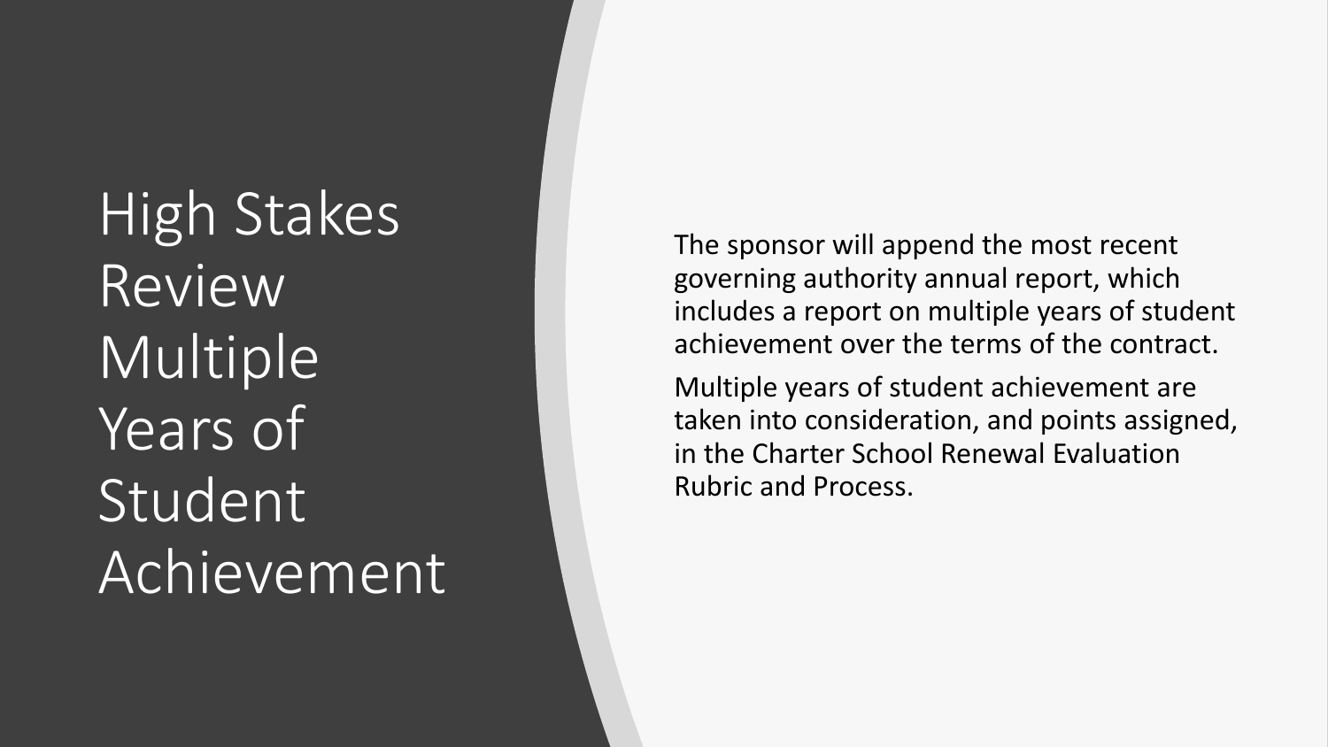# High Stakes Review Multiple Years of Student Achievement

The sponsor will append the most recent governing authority annual report, which includes a report on multiple years of student achievement over the terms of the contract.

Multiple years of student achievement are taken into consideration, and points assigned, in the Charter School Renewal Evaluation Rubric and Process.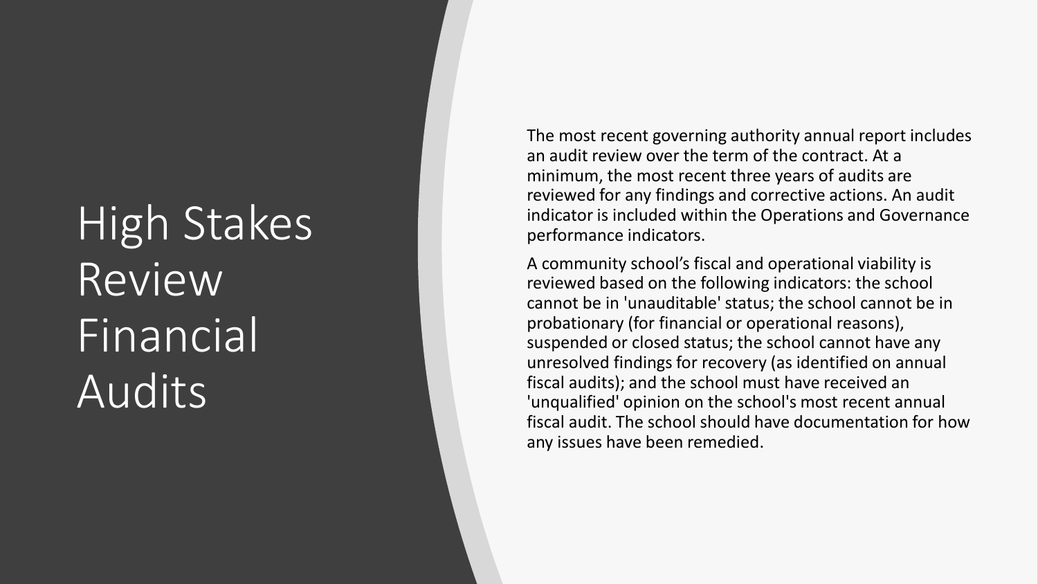# High Stakes Review Financial Audits

The most recent governing authority annual report includes an audit review over the term of the contract. At a minimum, the most recent three years of audits are reviewed for any findings and corrective actions. An audit indicator is included within the Operations and Governance performance indicators.

A community school's fiscal and operational viability is reviewed based on the following indicators: the school cannot be in 'unauditable' status; the school cannot be in probationary (for financial or operational reasons), suspended or closed status; the school cannot have any unresolved findings for recovery (as identified on annual fiscal audits); and the school must have received an 'unqualified' opinion on the school's most recent annual fiscal audit. The school should have documentation for how any issues have been remedied.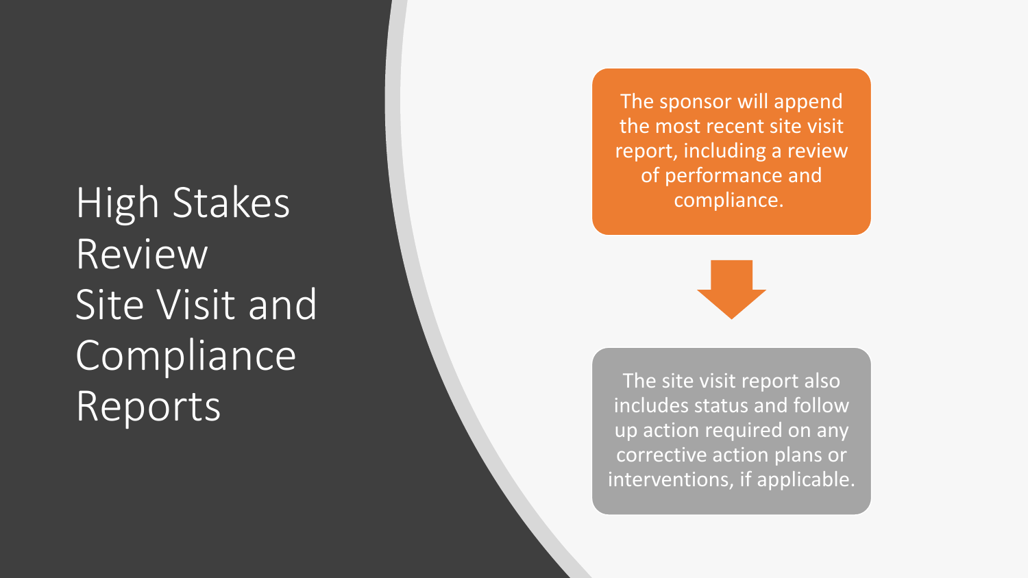# High Stakes Review Site Visit and Compliance Reports

The sponsor will append the most recent site visit report, including a review of performance and compliance.

The site visit report also includes status and follow up action required on any corrective action plans or interventions, if applicable.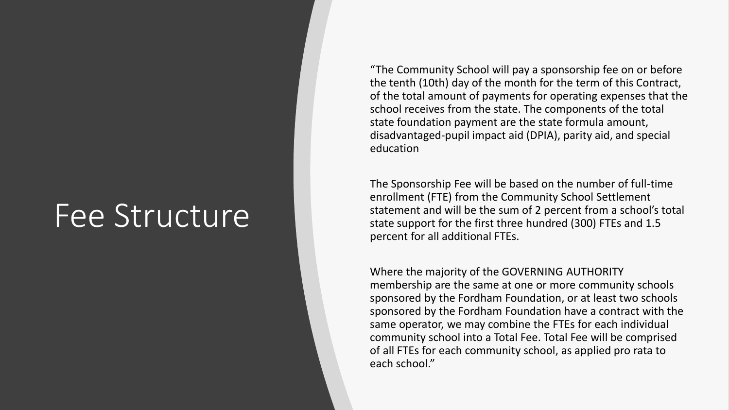# Fee Structure

“The Community School will pay a sponsorship fee on or before the tenth (10th) day of the month for the term of this Contract, of the total amount of payments for operating expenses that the school receives from the state. The components of the total state foundation payment are the state formula amount, disadvantaged-pupil impact aid (DPIA), parity aid, and special education

The Sponsorship Fee will be based on the number of full-time enrollment (FTE) from the Community School Settlement statement and will be the sum of 2 percent from a school’s total state support for the first three hundred (300) FTEs and 1.5 percent for all additional FTEs.

Where the majority of the GOVERNING AUTHORITY membership are the same at one or more community schools sponsored by the Fordham Foundation, or at least two schools sponsored by the Fordham Foundation have a contract with the same operator, we may combine the FTEs for each individual community school into a Total Fee. Total Fee will be comprised of all FTEs for each community school, as applied pro rata to each school.”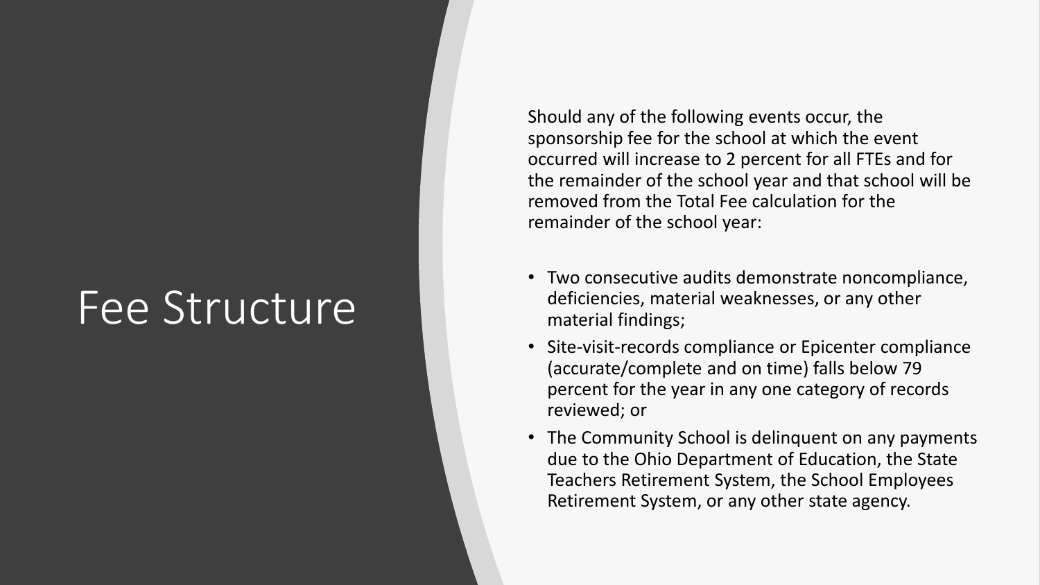# Fee Structure

Should any of the following events occur, the sponsorship fee for the school at which the event occurred will increase to 2 percent for all FTEs and for the remainder of the school year and that school will be removed from the Total Fee calculation for the remainder of the school year:

- Two consecutive audits demonstrate noncompliance, deficiencies, material weaknesses, or any other material findings;
- Site-visit-records compliance or Epicenter compliance (accurate/complete and on time) falls below 79 percent for the year in any one category of records reviewed; or
- The Community School is delinquent on any payments due to the Ohio Department of Education, the State Teachers Retirement System, the School Employees Retirement System, or any other state agency.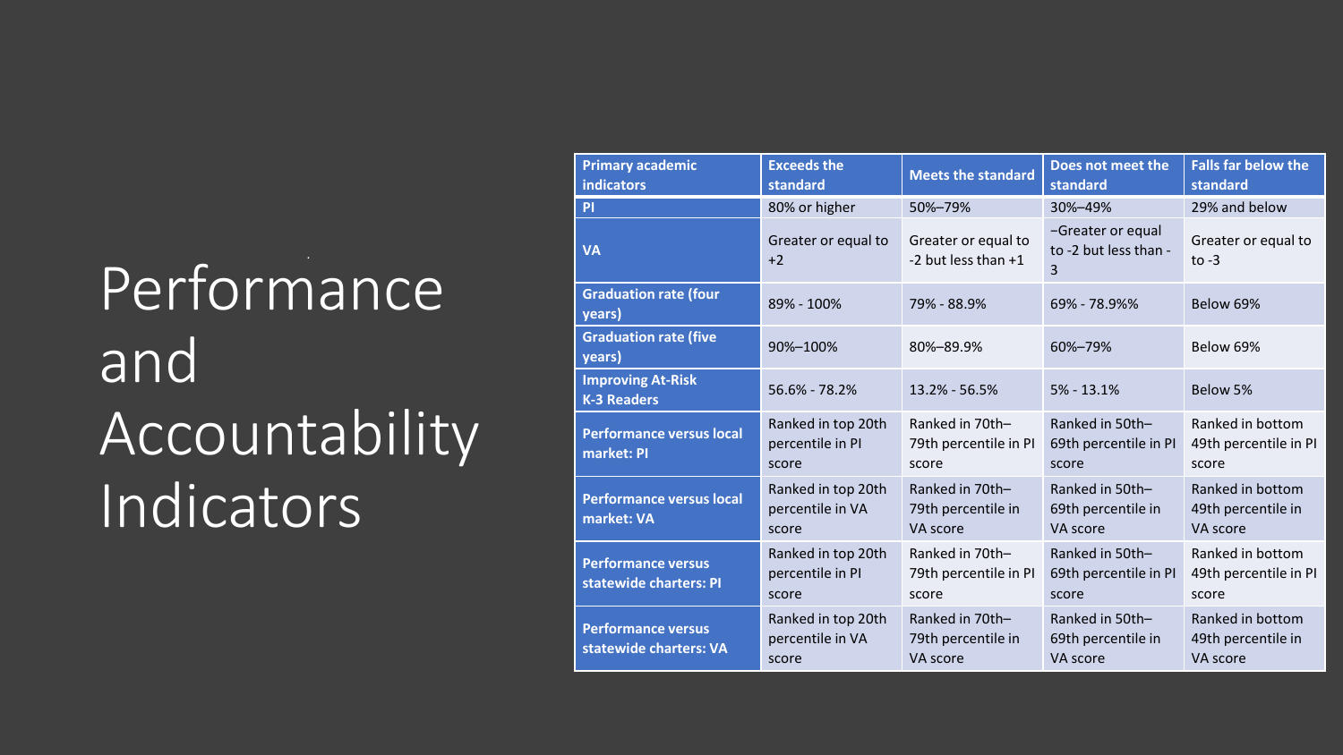# Performance and Accountability Indicators

| Primary academic indicators | Exceeds the standard | Meets the standard | Does not meet the standard | Falls far below the standard |
|---|---|---|---|---|
| PI | 80% or higher | 50%–79% | 30%–49% | 29% and below |
| VA | Greater or equal to +2 | Greater or equal to -2 but less than +1 | –Greater or equal to -2 but less than -3 | Greater or equal to to -3 |
| Graduation rate (four years) | 89% - 100% | 79% - 88.9% | 69% - 78.9%% | Below 69% |
| Graduation rate (five years) | 90%–100% | 80%–89.9% | 60%–79% | Below 69% |
| Improving At-Risk K-3 Readers | 56.6% - 78.2% | 13.2% - 56.5% | 5% - 13.1% | Below 5% |
| Performance versus local market: PI | Ranked in top 20th percentile in PI score | Ranked in 70th–79th percentile in PI score | Ranked in 50th–69th percentile in PI score | Ranked in bottom 49th percentile in PI score |
| Performance versus local market: VA | Ranked in top 20th percentile in VA score | Ranked in 70th–79th percentile in VA score | Ranked in 50th–69th percentile in VA score | Ranked in bottom 49th percentile in VA score |
| Performance versus statewide charters: PI | Ranked in top 20th percentile in PI score | Ranked in 70th–79th percentile in PI score | Ranked in 50th–69th percentile in PI score | Ranked in bottom 49th percentile in PI score |
| Performance versus statewide charters: VA | Ranked in top 20th percentile in VA score | Ranked in 70th–79th percentile in VA score | Ranked in 50th–69th percentile in VA score | Ranked in bottom 49th percentile in VA score |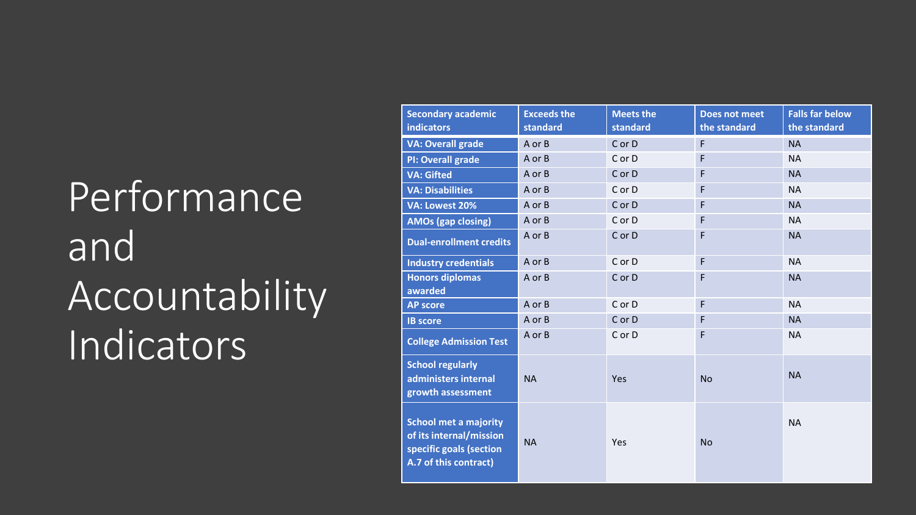# Performance and Accountability Indicators

| Secondary academic indicators | Exceeds the standard | Meets the standard | Does not meet the standard | Falls far below the standard |
|---|---|---|---|---|
| **VA: Overall grade** | A or B | C or D | F | NA |
| **PI: Overall grade** | A or B | C or D | F | NA |
| **VA: Gifted** | A or B | C or D | F | NA |
| **VA: Disabilities** | A or B | C or D | F | NA |
| **VA: Lowest 20%** | A or B | C or D | F | NA |
| **AMOs (gap closing)** | A or B | C or D | F | NA |
| **Dual-enrollment credits** | A or B | C or D | F | NA |
| **Industry credentials** | A or B | C or D | F | NA |
| **Honors diplomas awarded** | A or B | C or D | F | NA |
| **AP score** | A or B | C or D | F | NA |
| **IB score** | A or B | C or D | F | NA |
| **College Admission Test** | A or B | C or D | F | NA |
| **School regularly administers internal growth assessment** | NA | Yes | No | NA |
| **School met a majority of its internal/mission specific goals (section A.7 of this contract)** | NA | Yes | No | NA |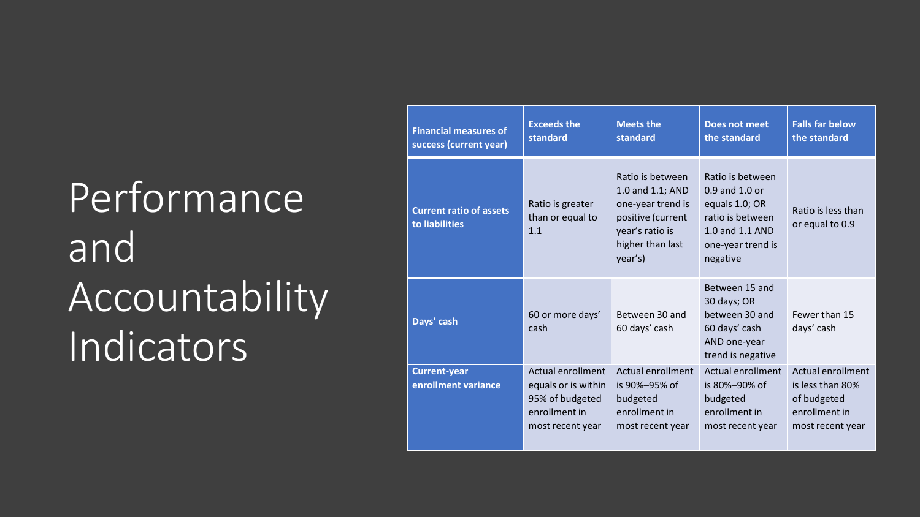# Performance and Accountability Indicators

| Financial measures of success (current year) | Exceeds the standard | Meets the standard | Does not meet the standard | Falls far below the standard |
| --- | --- | --- | --- | --- |
| **Current ratio of assets to liabilities** | Ratio is greater than or equal to 1.1 | Ratio is between 1.0 and 1.1; AND one-year trend is positive (current year's ratio is higher than last year's) | Ratio is between 0.9 and 1.0 or equals 1.0; OR ratio is between 1.0 and 1.1 AND one-year trend is negative | Ratio is less than or equal to 0.9 |
| **Days' cash** | 60 or more days' cash | Between 30 and 60 days' cash | Between 15 and 30 days; OR between 30 and 60 days' cash AND one-year trend is negative | Fewer than 15 days' cash |
| **Current-year enrollment variance** | Actual enrollment equals or is within 95% of budgeted enrollment in most recent year | Actual enrollment is 90%–95% of budgeted enrollment in most recent year | Actual enrollment is 80%–90% of budgeted enrollment in most recent year | Actual enrollment is less than 80% of budgeted enrollment in most recent year |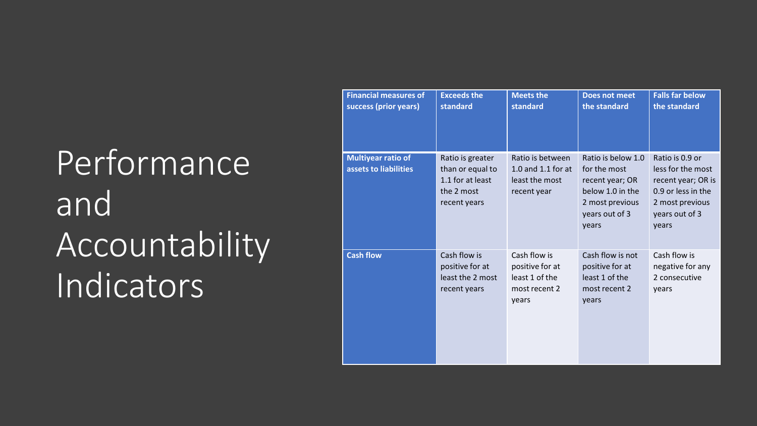# Performance and Accountability Indicators

| Financial measures of success (prior years) | Exceeds the standard | Meets the standard | Does not meet the standard | Falls far below the standard |
|---|---|---|---|---|
| **Multiyear ratio of assets to liabilities** | Ratio is greater than or equal to 1.1 for at least the 2 most recent years | Ratio is between 1.0 and 1.1 for at least the most recent year | Ratio is below 1.0 for the most recent year; OR below 1.0 in the 2 most previous years out of 3 years | Ratio is 0.9 or less for the most recent year; OR is 0.9 or less in the 2 most previous years out of 3 years |
| **Cash flow** | Cash flow is positive for at least the 2 most recent years | Cash flow is positive for at least 1 of the most recent 2 years | Cash flow is not positive for at least 1 of the most recent 2 years | Cash flow is negative for any 2 consecutive years |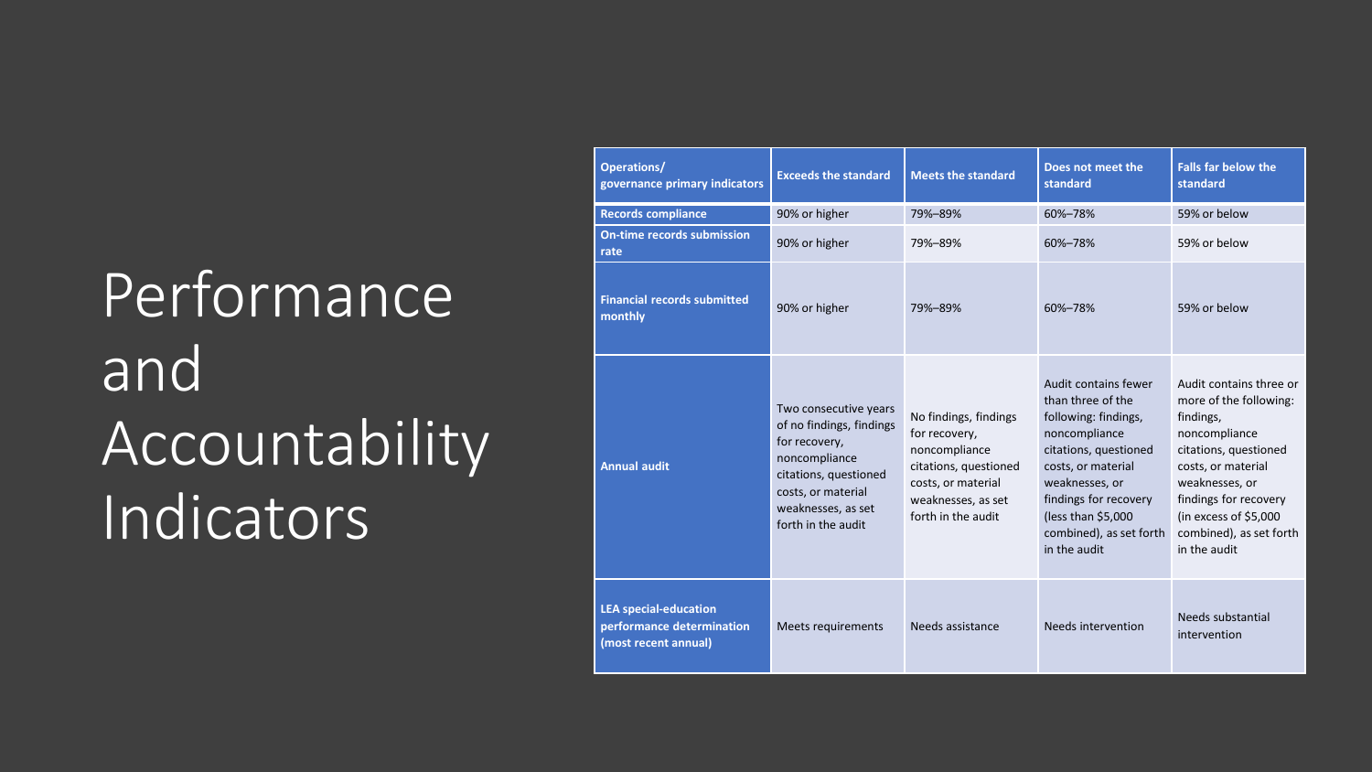# Performance and Accountability Indicators

| Operations/ governance primary indicators | Exceeds the standard | Meets the standard | Does not meet the standard | Falls far below the standard |
|---|---|---|---|---|
| **Records compliance** | 90% or higher | 79%–89% | 60%–78% | 59% or below |
| **On-time records submission rate** | 90% or higher | 79%–89% | 60%–78% | 59% or below |
| **Financial records submitted monthly** | 90% or higher | 79%–89% | 60%–78% | 59% or below |
| **Annual audit** | Two consecutive years of no findings, findings for recovery, noncompliance citations, questioned costs, or material weaknesses, as set forth in the audit | No findings, findings for recovery, noncompliance citations, questioned costs, or material weaknesses, as set forth in the audit | Audit contains fewer than three of the following: findings, noncompliance citations, questioned costs, or material weaknesses, or findings for recovery (less than $5,000 combined), as set forth in the audit | Audit contains three or more of the following: findings, noncompliance citations, questioned costs, or material weaknesses, or findings for recovery (in excess of $5,000 combined), as set forth in the audit |
| **LEA special-education performance determination (most recent annual)** | Meets requirements | Needs assistance | Needs intervention | Needs substantial intervention |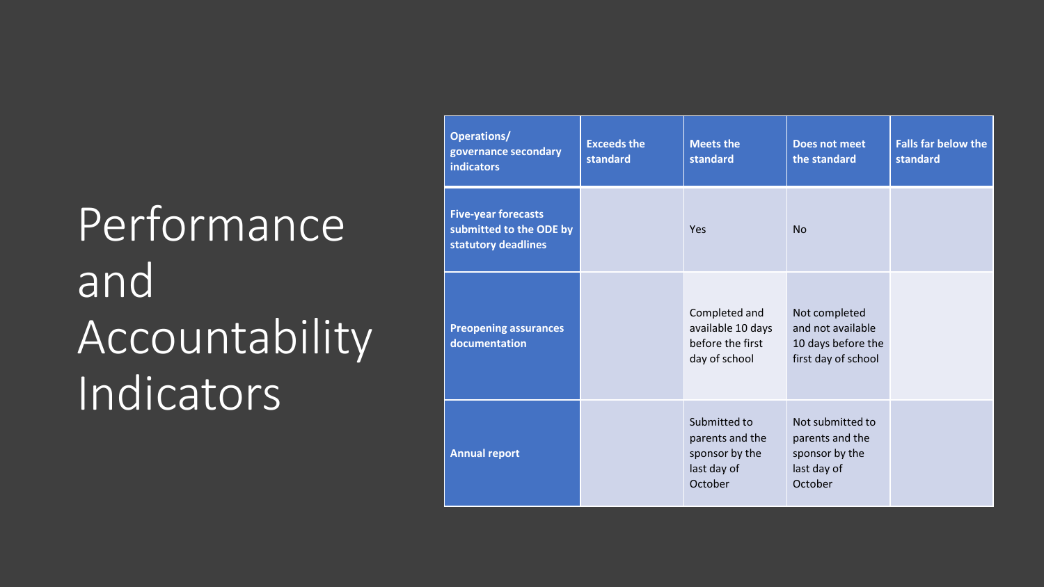# Performance and Accountability Indicators

| Operations/ governance secondary indicators | Exceeds the standard | Meets the standard | Does not meet the standard | Falls far below the standard |
|---|---|---|---|---|
| **Five-year forecasts submitted to the ODE by statutory deadlines** | | Yes | No | |
| **Preopening assurances documentation** | | Completed and available 10 days before the first day of school | Not completed and not available 10 days before the first day of school | |
| **Annual report** | | Submitted to parents and the sponsor by the last day of October | Not submitted to parents and the sponsor by the last day of October | |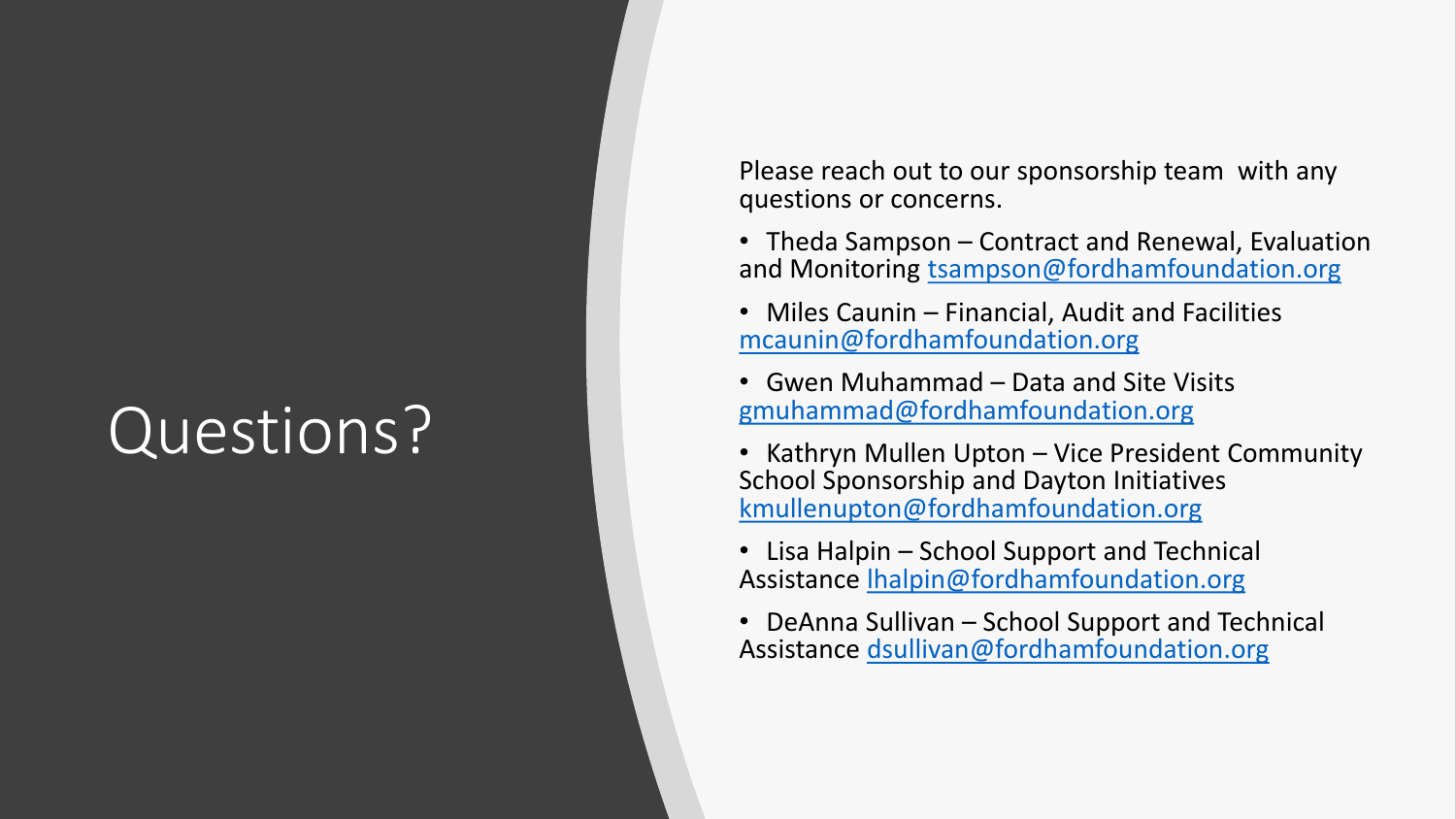# Questions?

Please reach out to our sponsorship team with any questions or concerns.

- Theda Sampson – Contract and Renewal, Evaluation and Monitoring tsampson@fordhamfoundation.org
- Miles Caunin – Financial, Audit and Facilities mcaunin@fordhamfoundation.org
- Gwen Muhammad – Data and Site Visits gmuhammad@fordhamfoundation.org
- Kathryn Mullen Upton – Vice President Community School Sponsorship and Dayton Initiatives kmullenupton@fordhamfoundation.org
- Lisa Halpin – School Support and Technical Assistance lhalpin@fordhamfoundation.org
- DeAnna Sullivan – School Support and Technical Assistance dsullivan@fordhamfoundation.org